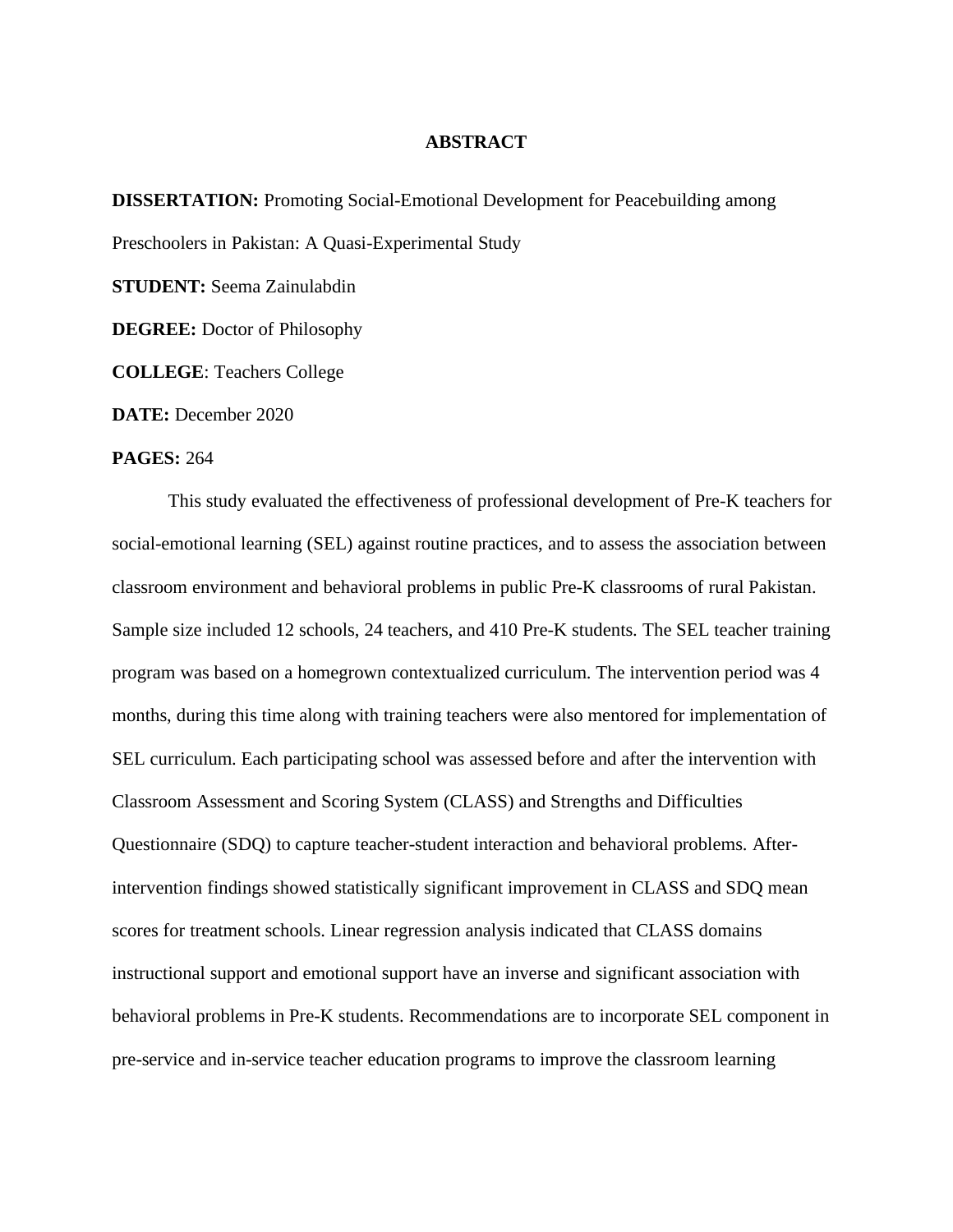# ABSTRACT

**DISSERTATION:** Promoting Social-Emotional Development for Peacebuilding among Preschoolers in Pakistan: A Quasi-Experimental Study

**STUDENT:** Seema Zainulabdin

**DEGREE:** Doctor of Philosophy

**COLLEGE**: Teachers College

**DATE:** December 2020

**PAGES:** 264

This study evaluated the effectiveness of professional development of Pre-K teachers for social-emotional learning (SEL) against routine practices, and to assess the association between classroom environment and behavioral problems in public Pre-K classrooms of rural Pakistan. Sample size included 12 schools, 24 teachers, and 410 Pre-K students. The SEL teacher training program was based on a homegrown contextualized curriculum. The intervention period was 4 months, during this time along with training teachers were also mentored for implementation of SEL curriculum. Each participating school was assessed before and after the intervention with Classroom Assessment and Scoring System (CLASS) and Strengths and Difficulties Questionnaire (SDQ) to capture teacher-student interaction and behavioral problems. After-intervention findings showed statistically significant improvement in CLASS and SDQ mean scores for treatment schools. Linear regression analysis indicated that CLASS domains instructional support and emotional support have an inverse and significant association with behavioral problems in Pre-K students. Recommendations are to incorporate SEL component in pre-service and in-service teacher education programs to improve the classroom learning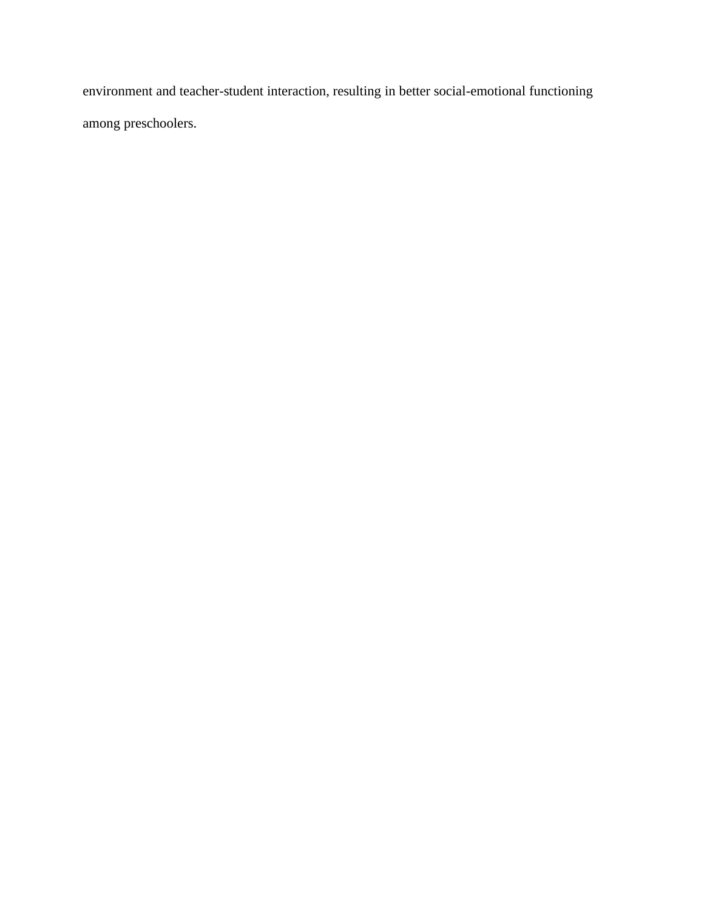environment and teacher-student interaction, resulting in better social-emotional functioning among preschoolers.